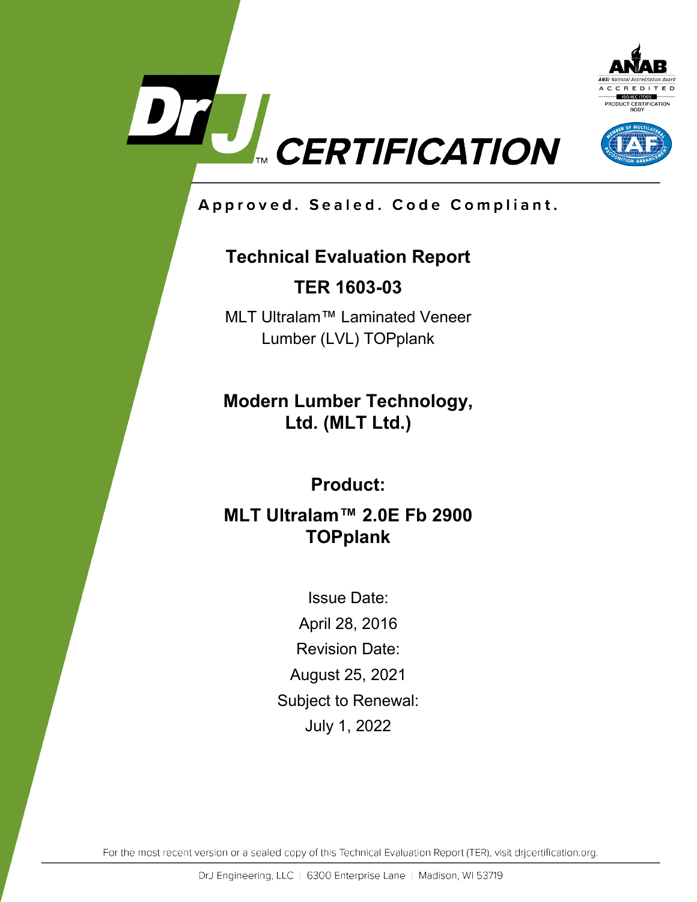# DrJ CERTIFICATION

**Approved. Sealed. Code Compliant.**

## Technical Evaluation Report

## TER 1603-03

MLT Ultralam™ Laminated Veneer Lumber (LVL) TOPplank

**Modern Lumber Technology, Ltd. (MLT Ltd.)**

**Product:**

**MLT Ultralam™ 2.0E Fb 2900 TOPplank**

Issue Date:
April 28, 2016

Revision Date:
August 25, 2021

Subject to Renewal:
July 1, 2022

For the most recent version or a sealed copy of this Technical Evaluation Report (TER), visit drjcertification.org.

DrJ Engineering, LLC | 6300 Enterprise Lane | Madison, WI 53719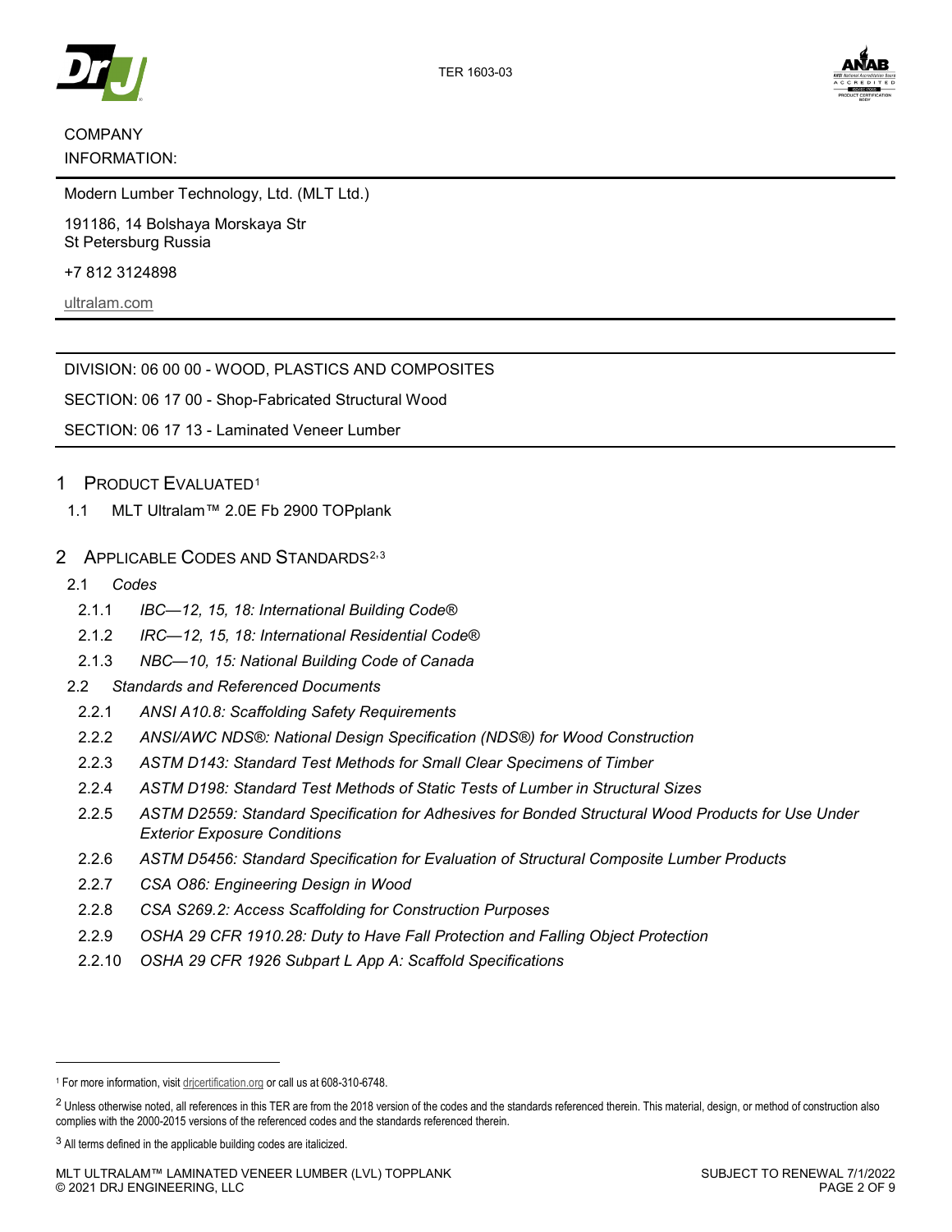COMPANY INFORMATION:

Modern Lumber Technology, Ltd. (MLT Ltd.)

191186, 14 Bolshaya Morskaya Str
St Petersburg Russia

+7 812 3124898

ultralam.com

DIVISION: 06 00 00 - WOOD, PLASTICS AND COMPOSITES

SECTION: 06 17 00 - Shop-Fabricated Structural Wood

SECTION: 06 17 13 - Laminated Veneer Lumber

## 1 Product Evaluated[1]

1.1 MLT Ultralam™ 2.0E Fb 2900 TOPplank

## 2 Applicable Codes and Standards[2,3]

2.1 *Codes*

2.1.1 *IBC—12, 15, 18: International Building Code®*

2.1.2 *IRC—12, 15, 18: International Residential Code®*

2.1.3 *NBC—10, 15: National Building Code of Canada*

2.2 *Standards and Referenced Documents*

2.2.1 *ANSI A10.8: Scaffolding Safety Requirements*

2.2.2 *ANSI/AWC NDS®: National Design Specification (NDS®) for Wood Construction*

2.2.3 *ASTM D143: Standard Test Methods for Small Clear Specimens of Timber*

2.2.4 *ASTM D198: Standard Test Methods of Static Tests of Lumber in Structural Sizes*

2.2.5 *ASTM D2559: Standard Specification for Adhesives for Bonded Structural Wood Products for Use Under Exterior Exposure Conditions*

2.2.6 *ASTM D5456: Standard Specification for Evaluation of Structural Composite Lumber Products*

2.2.7 *CSA O86: Engineering Design in Wood*

2.2.8 *CSA S269.2: Access Scaffolding for Construction Purposes*

2.2.9 *OSHA 29 CFR 1910.28: Duty to Have Fall Protection and Falling Object Protection*

2.2.10 *OSHA 29 CFR 1926 Subpart L App A: Scaffold Specifications*

---

[1] For more information, visit drjcertification.org or call us at 608-310-6748.

[2] Unless otherwise noted, all references in this TER are from the 2018 version of the codes and the standards referenced therein. This material, design, or method of construction also complies with the 2000-2015 versions of the referenced codes and the standards referenced therein.

[3] All terms defined in the applicable building codes are italicized.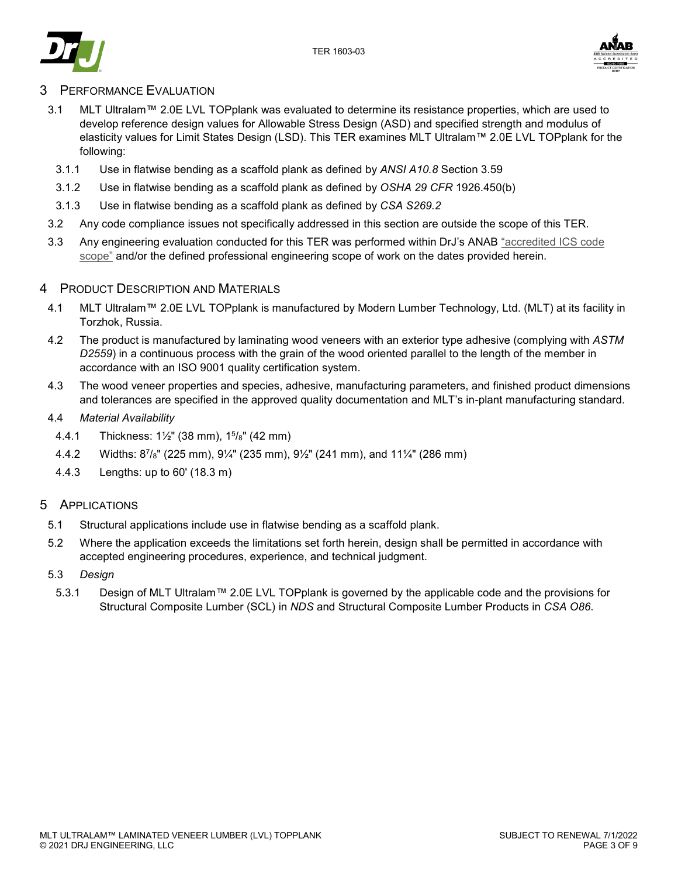## 3 Performance Evaluation

3.1 MLT Ultralam™ 2.0E LVL TOPplank was evaluated to determine its resistance properties, which are used to develop reference design values for Allowable Stress Design (ASD) and specified strength and modulus of elasticity values for Limit States Design (LSD). This TER examines MLT Ultralam™ 2.0E LVL TOPplank for the following:

3.1.1 Use in flatwise bending as a scaffold plank as defined by *ANSI A10.8* Section 3.59

3.1.2 Use in flatwise bending as a scaffold plank as defined by *OSHA 29 CFR* 1926.450(b)

3.1.3 Use in flatwise bending as a scaffold plank as defined by *CSA S269.2*

3.2 Any code compliance issues not specifically addressed in this section are outside the scope of this TER.

3.3 Any engineering evaluation conducted for this TER was performed within DrJ's ANAB "accredited ICS code scope" and/or the defined professional engineering scope of work on the dates provided herein.

## 4 Product Description and Materials

4.1 MLT Ultralam™ 2.0E LVL TOPplank is manufactured by Modern Lumber Technology, Ltd. (MLT) at its facility in Torzhok, Russia.

4.2 The product is manufactured by laminating wood veneers with an exterior type adhesive (complying with *ASTM D2559*) in a continuous process with the grain of the wood oriented parallel to the length of the member in accordance with an ISO 9001 quality certification system.

4.3 The wood veneer properties and species, adhesive, manufacturing parameters, and finished product dimensions and tolerances are specified in the approved quality documentation and MLT's in-plant manufacturing standard.

4.4 *Material Availability*

4.4.1 Thickness: 1½" (38 mm), 1⅝" (42 mm)

4.4.2 Widths: 8⅞" (225 mm), 9¼" (235 mm), 9½" (241 mm), and 11¼" (286 mm)

4.4.3 Lengths: up to 60' (18.3 m)

## 5 Applications

5.1 Structural applications include use in flatwise bending as a scaffold plank.

5.2 Where the application exceeds the limitations set forth herein, design shall be permitted in accordance with accepted engineering procedures, experience, and technical judgment.

5.3 *Design*

5.3.1 Design of MLT Ultralam™ 2.0E LVL TOPplank is governed by the applicable code and the provisions for Structural Composite Lumber (SCL) in *NDS* and Structural Composite Lumber Products in *CSA O86*.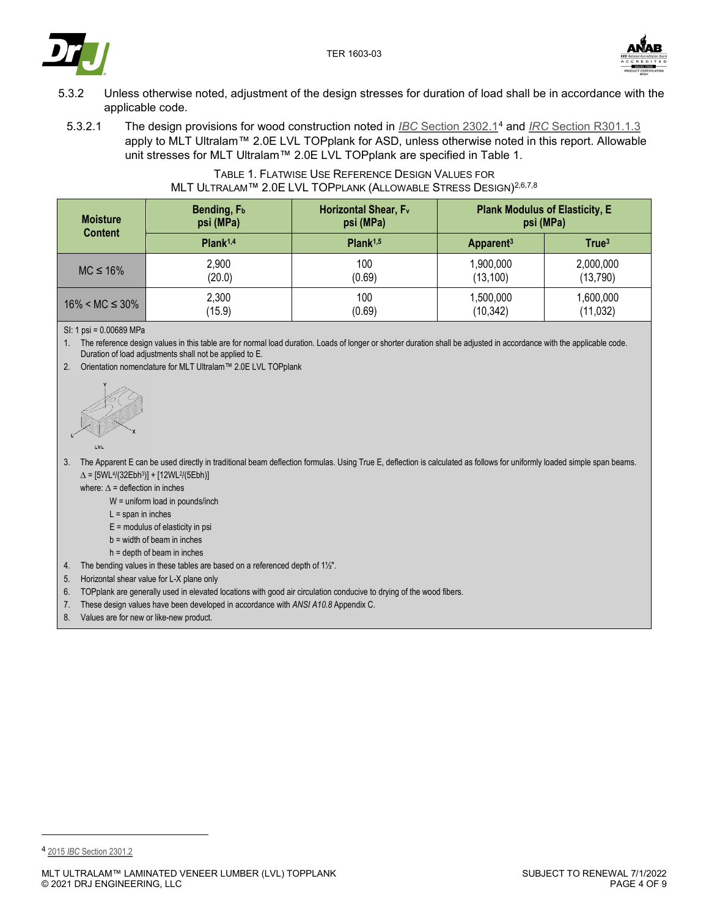5.3.2 Unless otherwise noted, adjustment of the design stresses for duration of load shall be in accordance with the applicable code.

5.3.2.1 The design provisions for wood construction noted in *IBC* Section 2302.1[4] and *IRC* Section R301.1.3 apply to MLT Ultralam™ 2.0E LVL TOPplank for ASD, unless otherwise noted in this report. Allowable unit stresses for MLT Ultralam™ 2.0E LVL TOPplank are specified in Table 1.

TABLE 1. FLATWISE USE REFERENCE DESIGN VALUES FOR MLT ULTRALAM™ 2.0E LVL TOPPLANK (ALLOWABLE STRESS DESIGN)[2,6,7,8]

| Moisture Content | Bending, $F_b$ psi (MPa) | Horizontal Shear, $F_v$ psi (MPa) | Plank Modulus of Elasticity, E psi (MPa) | |
|---|---|---|---|---|
| | Plank[1,4] | Plank[1,5] | Apparent[3] | True[3] |
| MC ≤ 16% | 2,900 (20.0) | 100 (0.69) | 1,900,000 (13,100) | 2,000,000 (13,790) |
| 16% < MC ≤ 30% | 2,300 (15.9) | 100 (0.69) | 1,500,000 (10,342) | 1,600,000 (11,032) |

SI: 1 psi = 0.00689 MPa

1. The reference design values in this table are for normal load duration. Loads of longer or shorter duration shall be adjusted in accordance with the applicable code. Duration of load adjustments shall not be applied to E.
2. Orientation nomenclature for MLT Ultralam™ 2.0E LVL TOPplank
3. The Apparent E can be used directly in traditional beam deflection formulas. Using True E, deflection is calculated as follows for uniformly loaded simple span beams.
   $\Delta = [5WL^4/(32Ebh^3)] + [12WL^2/(5Ebh)]$
   where: $\Delta$ = deflection in inches
   W = uniform load in pounds/inch
   L = span in inches
   E = modulus of elasticity in psi
   b = width of beam in inches
   h = depth of beam in inches
4. The bending values in these tables are based on a referenced depth of 1½".
5. Horizontal shear value for L-X plane only
6. TOPplank are generally used in elevated locations with good air circulation conducive to drying of the wood fibers.
7. These design values have been developed in accordance with *ANSI A10.8* Appendix C.
8. Values are for new or like-new product.

[4] 2015 *IBC* Section 2301.2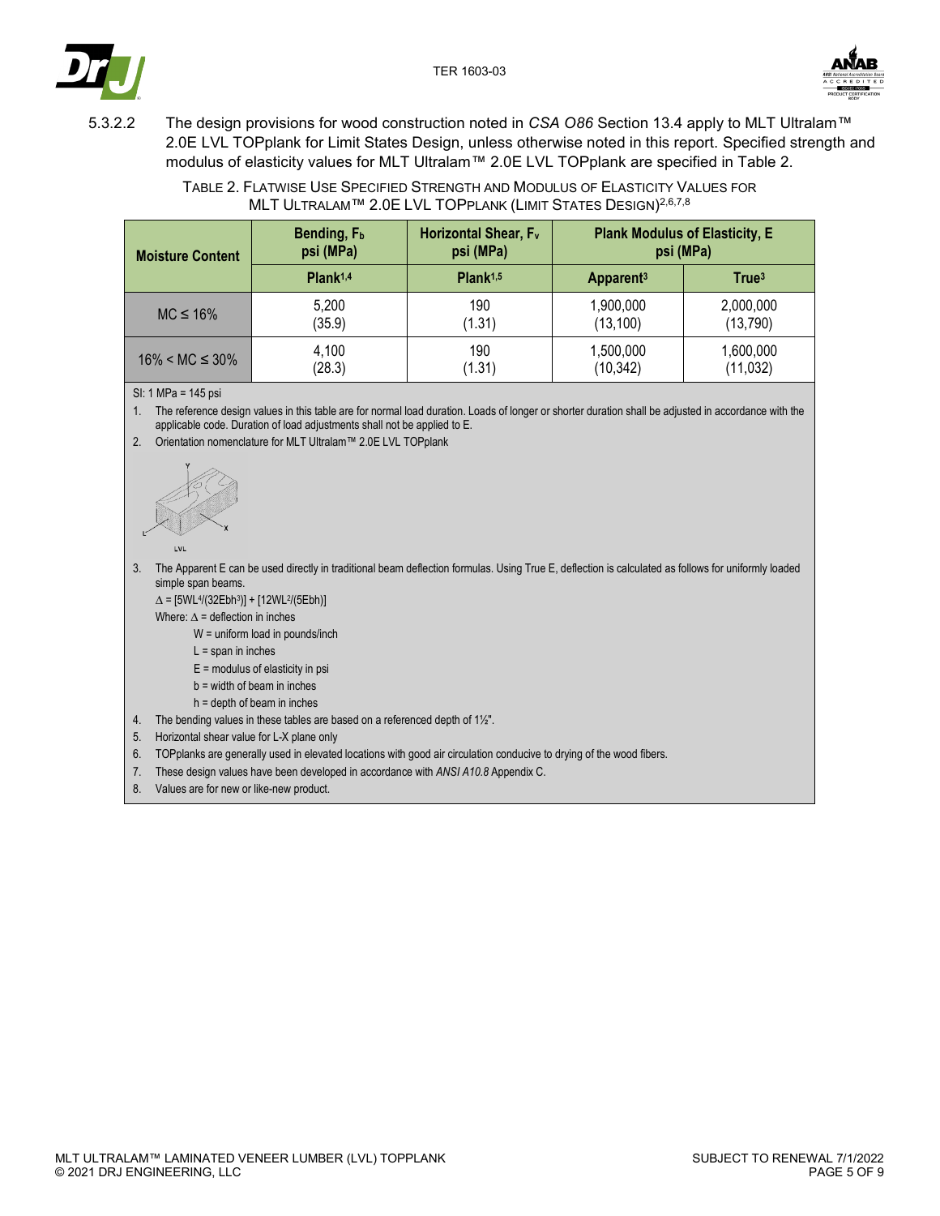5.3.2.2 The design provisions for wood construction noted in *CSA O86* Section 13.4 apply to MLT Ultralam™ 2.0E LVL TOPplank for Limit States Design, unless otherwise noted in this report. Specified strength and modulus of elasticity values for MLT Ultralam™ 2.0E LVL TOPplank are specified in Table 2.

TABLE 2. FLATWISE USE SPECIFIED STRENGTH AND MODULUS OF ELASTICITY VALUES FOR MLT ULTRALAM™ 2.0E LVL TOPPLANK (LIMIT STATES DESIGN)[2,6,7,8]

| Moisture Content | Bending, $F_b$ psi (MPa) | Horizontal Shear, $F_v$ psi (MPa) | Plank Modulus of Elasticity, E psi (MPa) | |
|---|---|---|---|---|
| | Plank[1,4] | Plank[1,5] | Apparent[3] | True[3] |
| MC ≤ 16% | 5,200 (35.9) | 190 (1.31) | 1,900,000 (13,100) | 2,000,000 (13,790) |
| 16% < MC ≤ 30% | 4,100 (28.3) | 190 (1.31) | 1,500,000 (10,342) | 1,600,000 (11,032) |

SI: 1 MPa = 145 psi

1. The reference design values in this table are for normal load duration. Loads of longer or shorter duration shall be adjusted in accordance with the applicable code. Duration of load adjustments shall not be applied to E.
2. Orientation nomenclature for MLT Ultralam™ 2.0E LVL TOPplank

3. The Apparent E can be used directly in traditional beam deflection formulas. Using True E, deflection is calculated as follows for uniformly loaded simple span beams.

   $\Delta = [5WL^4/(32Ebh^3)] + [12WL^2/(5Ebh)]$

   Where: $\Delta$ = deflection in inches
   - W = uniform load in pounds/inch
   - L = span in inches
   - E = modulus of elasticity in psi
   - b = width of beam in inches
   - h = depth of beam in inches
4. The bending values in these tables are based on a referenced depth of 1½".
5. Horizontal shear value for L-X plane only
6. TOPplanks are generally used in elevated locations with good air circulation conducive to drying of the wood fibers.
7. These design values have been developed in accordance with *ANSI A10.8* Appendix C.
8. Values are for new or like-new product.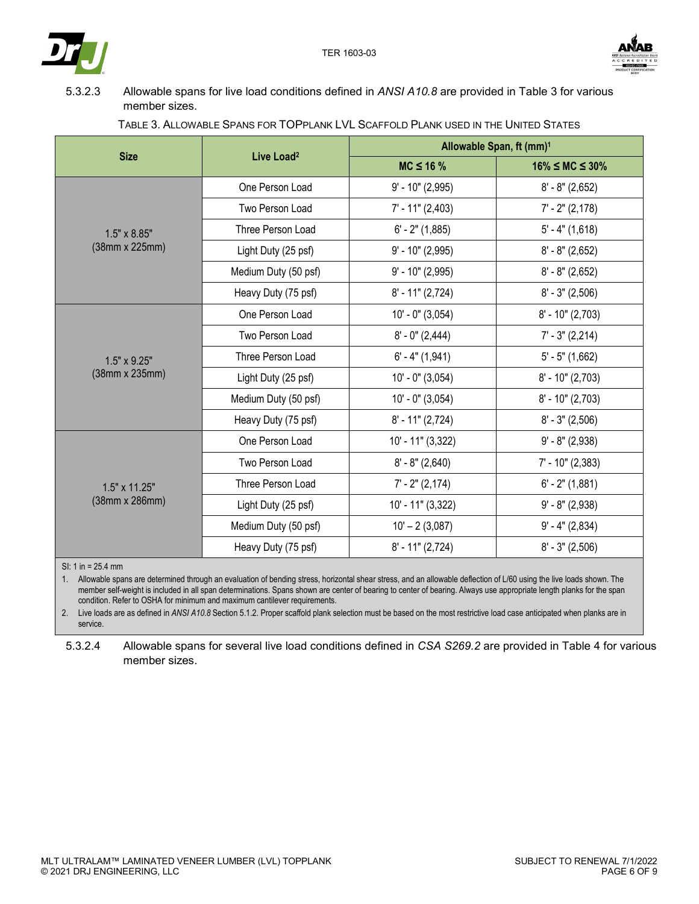5.3.2.3 Allowable spans for live load conditions defined in *ANSI A10.8* are provided in Table 3 for various member sizes.

TABLE 3. ALLOWABLE SPANS FOR TOPPLANK LVL SCAFFOLD PLANK USED IN THE UNITED STATES

| Size | Live Load[2] | Allowable Span, ft (mm)[1] | |
|---|---|---|---|
| | | MC ≤ 16 % | 16% ≤ MC ≤ 30% |
| 1.5" x 8.85" (38mm x 225mm) | One Person Load | 9' - 10" (2,995) | 8' - 8" (2,652) |
| | Two Person Load | 7' - 11" (2,403) | 7' - 2" (2,178) |
| | Three Person Load | 6' - 2" (1,885) | 5' - 4" (1,618) |
| | Light Duty (25 psf) | 9' - 10" (2,995) | 8' - 8" (2,652) |
| | Medium Duty (50 psf) | 9' - 10" (2,995) | 8' - 8" (2,652) |
| | Heavy Duty (75 psf) | 8' - 11" (2,724) | 8' - 3" (2,506) |
| 1.5" x 9.25" (38mm x 235mm) | One Person Load | 10' - 0" (3,054) | 8' - 10" (2,703) |
| | Two Person Load | 8' - 0" (2,444) | 7' - 3" (2,214) |
| | Three Person Load | 6' - 4" (1,941) | 5' - 5" (1,662) |
| | Light Duty (25 psf) | 10' - 0" (3,054) | 8' - 10" (2,703) |
| | Medium Duty (50 psf) | 10' - 0" (3,054) | 8' - 10" (2,703) |
| | Heavy Duty (75 psf) | 8' - 11" (2,724) | 8' - 3" (2,506) |
| 1.5" x 11.25" (38mm x 286mm) | One Person Load | 10' - 11" (3,322) | 9' - 8" (2,938) |
| | Two Person Load | 8' - 8" (2,640) | 7' - 10" (2,383) |
| | Three Person Load | 7' - 2" (2,174) | 6' - 2" (1,881) |
| | Light Duty (25 psf) | 10' - 11" (3,322) | 9' - 8" (2,938) |
| | Medium Duty (50 psf) | 10' – 2 (3,087) | 9' - 4" (2,834) |
| | Heavy Duty (75 psf) | 8' - 11" (2,724) | 8' - 3" (2,506) |

SI: 1 in = 25.4 mm

1. Allowable spans are determined through an evaluation of bending stress, horizontal shear stress, and an allowable deflection of L/60 using the live loads shown. The member self-weight is included in all span determinations. Spans shown are center of bearing to center of bearing. Always use appropriate length planks for the span condition. Refer to OSHA for minimum and maximum cantilever requirements.
2. Live loads are as defined in *ANSI A10.8* Section 5.1.2. Proper scaffold plank selection must be based on the most restrictive load case anticipated when planks are in service.

5.3.2.4 Allowable spans for several live load conditions defined in *CSA S269.2* are provided in Table 4 for various member sizes.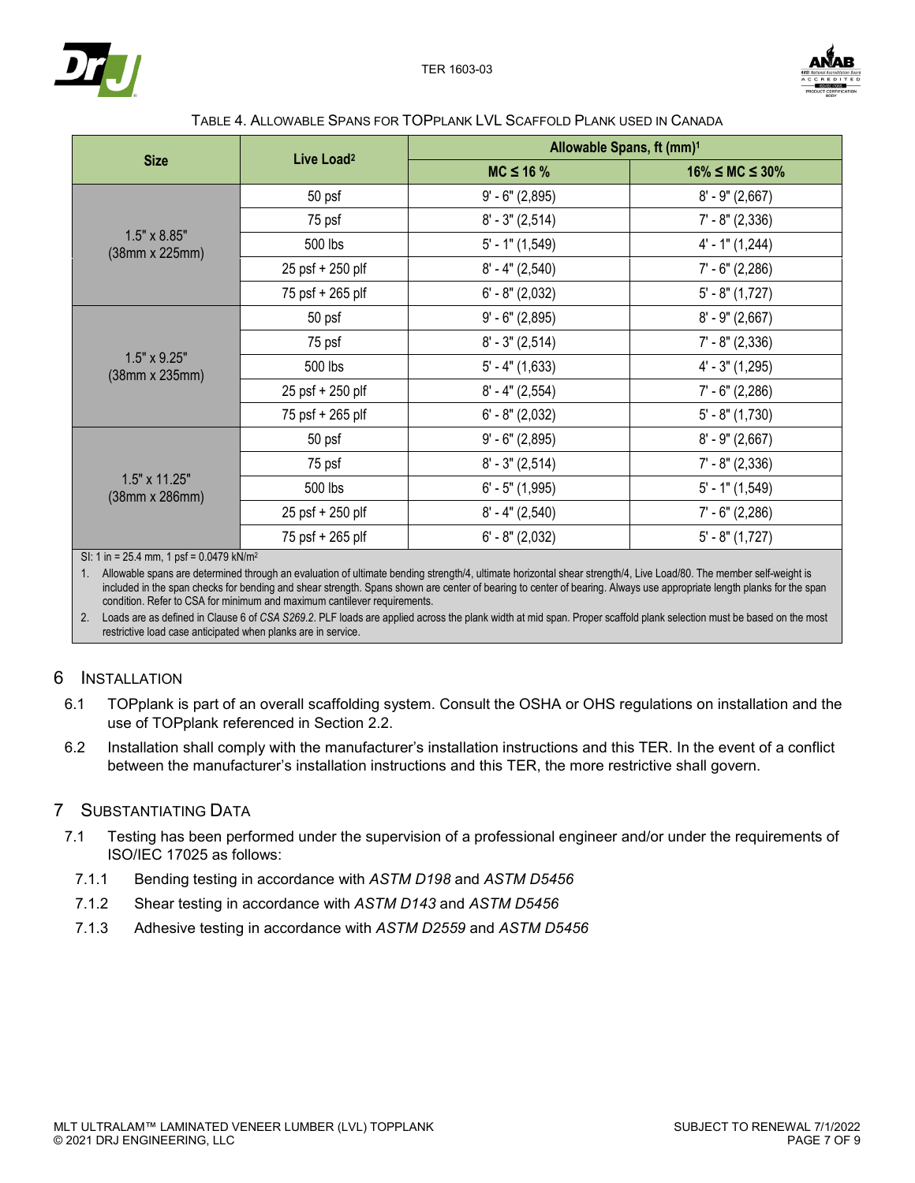TABLE 4. ALLOWABLE SPANS FOR TOPPLANK LVL SCAFFOLD PLANK USED IN CANADA

| Size | Live Load[2] | Allowable Spans, ft (mm)[1] | |
|---|---|---|---|
| | | MC ≤ 16 % | 16% ≤ MC ≤ 30% |
| 1.5" x 8.85" (38mm x 225mm) | 50 psf | 9' - 6" (2,895) | 8' - 9" (2,667) |
| | 75 psf | 8' - 3" (2,514) | 7' - 8" (2,336) |
| | 500 lbs | 5' - 1" (1,549) | 4' - 1" (1,244) |
| | 25 psf + 250 plf | 8' - 4" (2,540) | 7' - 6" (2,286) |
| | 75 psf + 265 plf | 6' - 8" (2,032) | 5' - 8" (1,727) |
| 1.5" x 9.25" (38mm x 235mm) | 50 psf | 9' - 6" (2,895) | 8' - 9" (2,667) |
| | 75 psf | 8' - 3" (2,514) | 7' - 8" (2,336) |
| | 500 lbs | 5' - 4" (1,633) | 4' - 3" (1,295) |
| | 25 psf + 250 plf | 8' - 4" (2,554) | 7' - 6" (2,286) |
| | 75 psf + 265 plf | 6' - 8" (2,032) | 5' - 8" (1,730) |
| 1.5" x 11.25" (38mm x 286mm) | 50 psf | 9' - 6" (2,895) | 8' - 9" (2,667) |
| | 75 psf | 8' - 3" (2,514) | 7' - 8" (2,336) |
| | 500 lbs | 6' - 5" (1,995) | 5' - 1" (1,549) |
| | 25 psf + 250 plf | 8' - 4" (2,540) | 7' - 6" (2,286) |
| | 75 psf + 265 plf | 6' - 8" (2,032) | 5' - 8" (1,727) |

SI: 1 in = 25.4 mm, 1 psf = 0.0479 kN/m$^2$

1. Allowable spans are determined through an evaluation of ultimate bending strength/4, ultimate horizontal shear strength/4, Live Load/80. The member self-weight is included in the span checks for bending and shear strength. Spans shown are center of bearing to center of bearing. Always use appropriate length planks for the span condition. Refer to CSA for minimum and maximum cantilever requirements.
2. Loads are as defined in Clause 6 of *CSA S269.2*. PLF loads are applied across the plank width at mid span. Proper scaffold plank selection must be based on the most restrictive load case anticipated when planks are in service.

## 6 INSTALLATION

6.1 TOPplank is part of an overall scaffolding system. Consult the OSHA or OHS regulations on installation and the use of TOPplank referenced in Section 2.2.

6.2 Installation shall comply with the manufacturer's installation instructions and this TER. In the event of a conflict between the manufacturer's installation instructions and this TER, the more restrictive shall govern.

## 7 SUBSTANTIATING DATA

7.1 Testing has been performed under the supervision of a professional engineer and/or under the requirements of ISO/IEC 17025 as follows:

7.1.1 Bending testing in accordance with *ASTM D198* and *ASTM D5456*

7.1.2 Shear testing in accordance with *ASTM D143* and *ASTM D5456*

7.1.3 Adhesive testing in accordance with *ASTM D2559* and *ASTM D5456*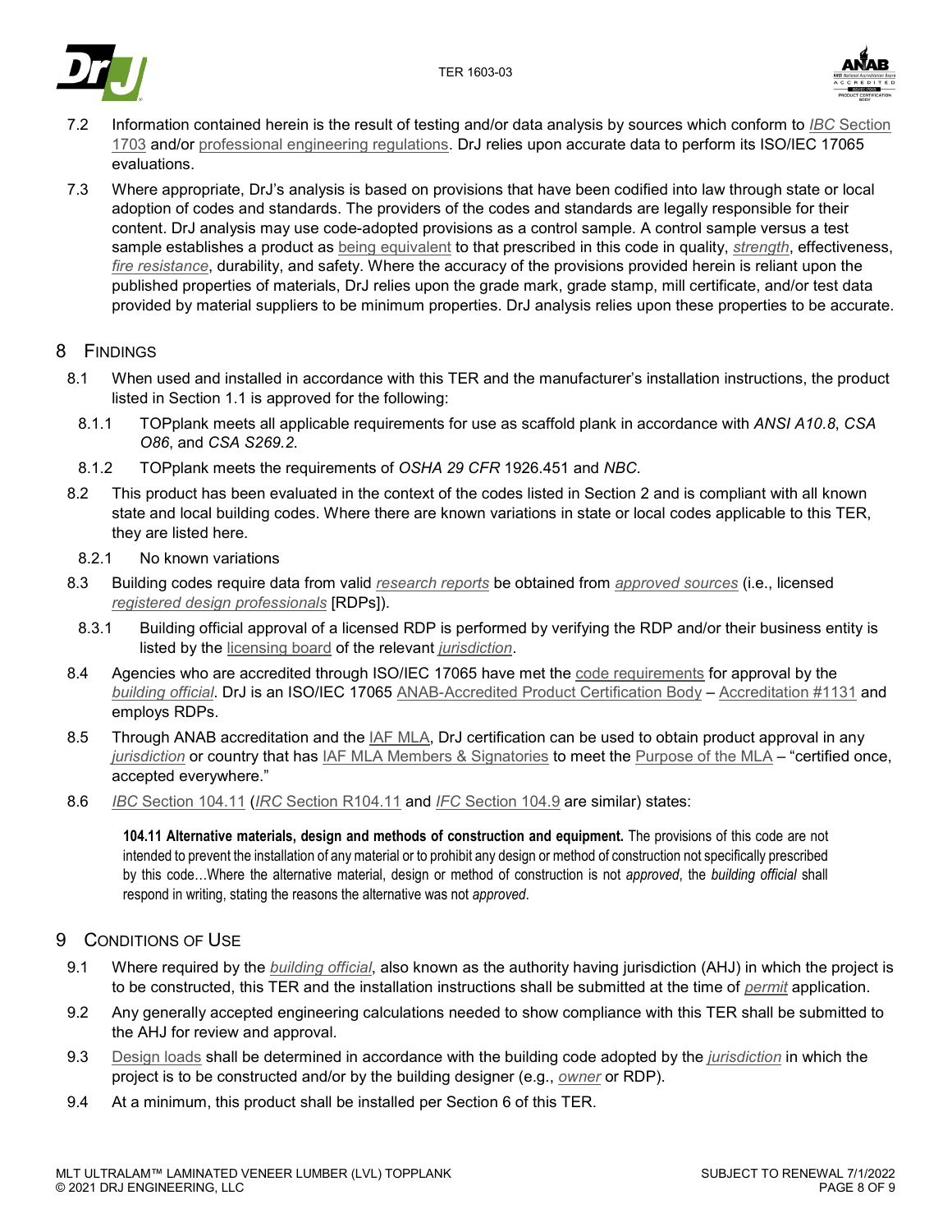7.2 Information contained herein is the result of testing and/or data analysis by sources which conform to *IBC* Section 1703 and/or professional engineering regulations. DrJ relies upon accurate data to perform its ISO/IEC 17065 evaluations.

7.3 Where appropriate, DrJ's analysis is based on provisions that have been codified into law through state or local adoption of codes and standards. The providers of the codes and standards are legally responsible for their content. DrJ analysis may use code-adopted provisions as a control sample. A control sample versus a test sample establishes a product as being equivalent to that prescribed in this code in quality, *strength*, effectiveness, *fire resistance*, durability, and safety. Where the accuracy of the provisions provided herein is reliant upon the published properties of materials, DrJ relies upon the grade mark, grade stamp, mill certificate, and/or test data provided by material suppliers to be minimum properties. DrJ analysis relies upon these properties to be accurate.

## 8 Findings

8.1 When used and installed in accordance with this TER and the manufacturer's installation instructions, the product listed in Section 1.1 is approved for the following:

8.1.1 TOPplank meets all applicable requirements for use as scaffold plank in accordance with *ANSI A10.8*, *CSA O86*, and *CSA S269.2*.

8.1.2 TOPplank meets the requirements of *OSHA 29 CFR* 1926.451 and *NBC*.

8.2 This product has been evaluated in the context of the codes listed in Section 2 and is compliant with all known state and local building codes. Where there are known variations in state or local codes applicable to this TER, they are listed here.

8.2.1 No known variations

8.3 Building codes require data from valid *research reports* be obtained from *approved sources* (i.e., licensed *registered design professionals* [RDPs]).

8.3.1 Building official approval of a licensed RDP is performed by verifying the RDP and/or their business entity is listed by the licensing board of the relevant *jurisdiction*.

8.4 Agencies who are accredited through ISO/IEC 17065 have met the code requirements for approval by the *building official*. DrJ is an ISO/IEC 17065 ANAB-Accredited Product Certification Body – Accreditation #1131 and employs RDPs.

8.5 Through ANAB accreditation and the IAF MLA, DrJ certification can be used to obtain product approval in any *jurisdiction* or country that has IAF MLA Members & Signatories to meet the Purpose of the MLA – "certified once, accepted everywhere."

8.6 *IBC* Section 104.11 (*IRC* Section R104.11 and *IFC* Section 104.9 are similar) states:

> **104.11 Alternative materials, design and methods of construction and equipment.** The provisions of this code are not intended to prevent the installation of any material or to prohibit any design or method of construction not specifically prescribed by this code…Where the alternative material, design or method of construction is not *approved*, the *building official* shall respond in writing, stating the reasons the alternative was not *approved*.

## 9 Conditions of Use

9.1 Where required by the *building official*, also known as the authority having jurisdiction (AHJ) in which the project is to be constructed, this TER and the installation instructions shall be submitted at the time of *permit* application.

9.2 Any generally accepted engineering calculations needed to show compliance with this TER shall be submitted to the AHJ for review and approval.

9.3 Design loads shall be determined in accordance with the building code adopted by the *jurisdiction* in which the project is to be constructed and/or by the building designer (e.g., *owner* or RDP).

9.4 At a minimum, this product shall be installed per Section 6 of this TER.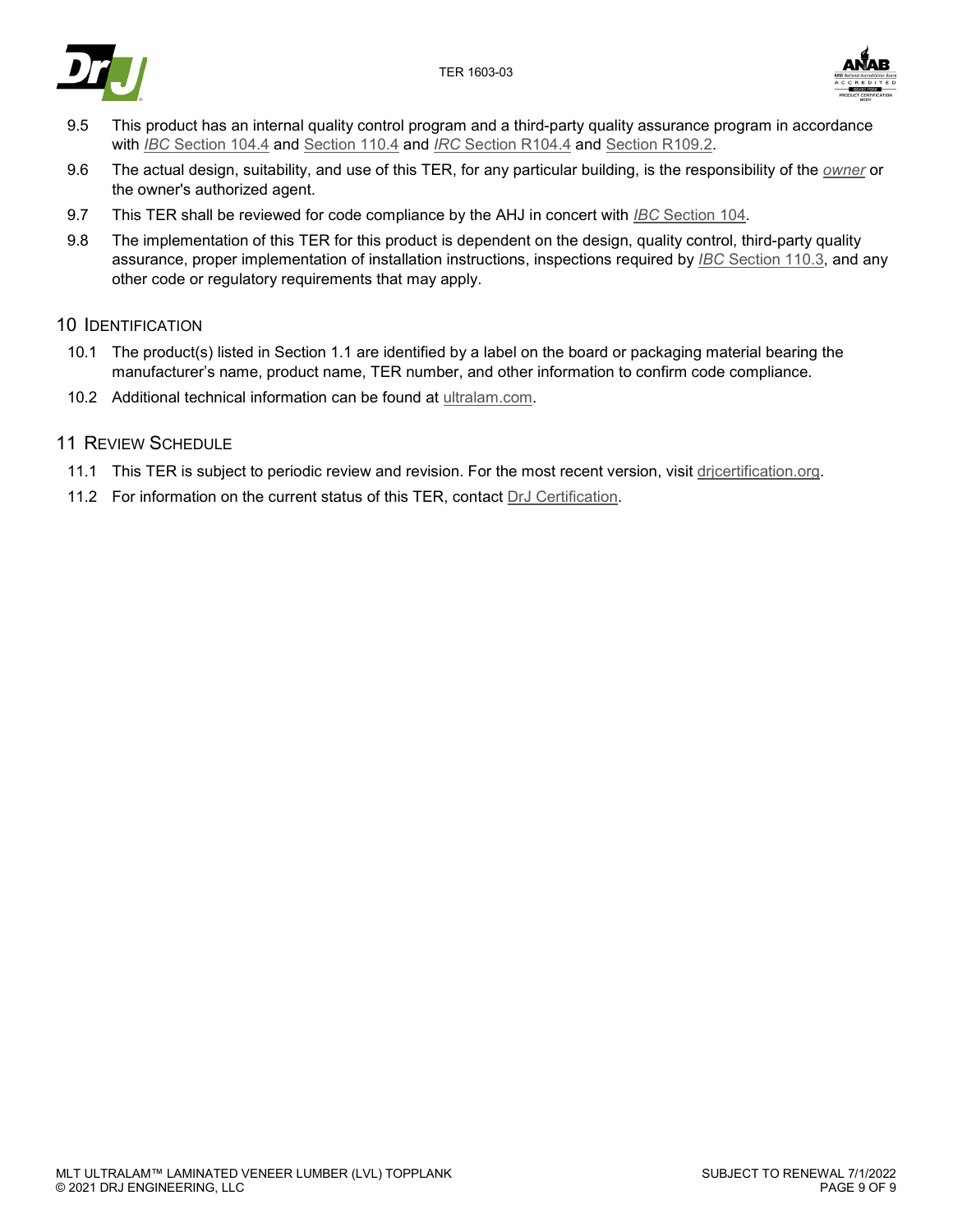9.5 This product has an internal quality control program and a third-party quality assurance program in accordance with *IBC* Section 104.4 and Section 110.4 and *IRC* Section R104.4 and Section R109.2.

9.6 The actual design, suitability, and use of this TER, for any particular building, is the responsibility of the *owner* or the owner's authorized agent.

9.7 This TER shall be reviewed for code compliance by the AHJ in concert with *IBC* Section 104.

9.8 The implementation of this TER for this product is dependent on the design, quality control, third-party quality assurance, proper implementation of installation instructions, inspections required by *IBC* Section 110.3, and any other code or regulatory requirements that may apply.

## 10 Identification

10.1 The product(s) listed in Section 1.1 are identified by a label on the board or packaging material bearing the manufacturer's name, product name, TER number, and other information to confirm code compliance.

10.2 Additional technical information can be found at ultralam.com.

## 11 Review Schedule

11.1 This TER is subject to periodic review and revision. For the most recent version, visit drjcertification.org.

11.2 For information on the current status of this TER, contact DrJ Certification.